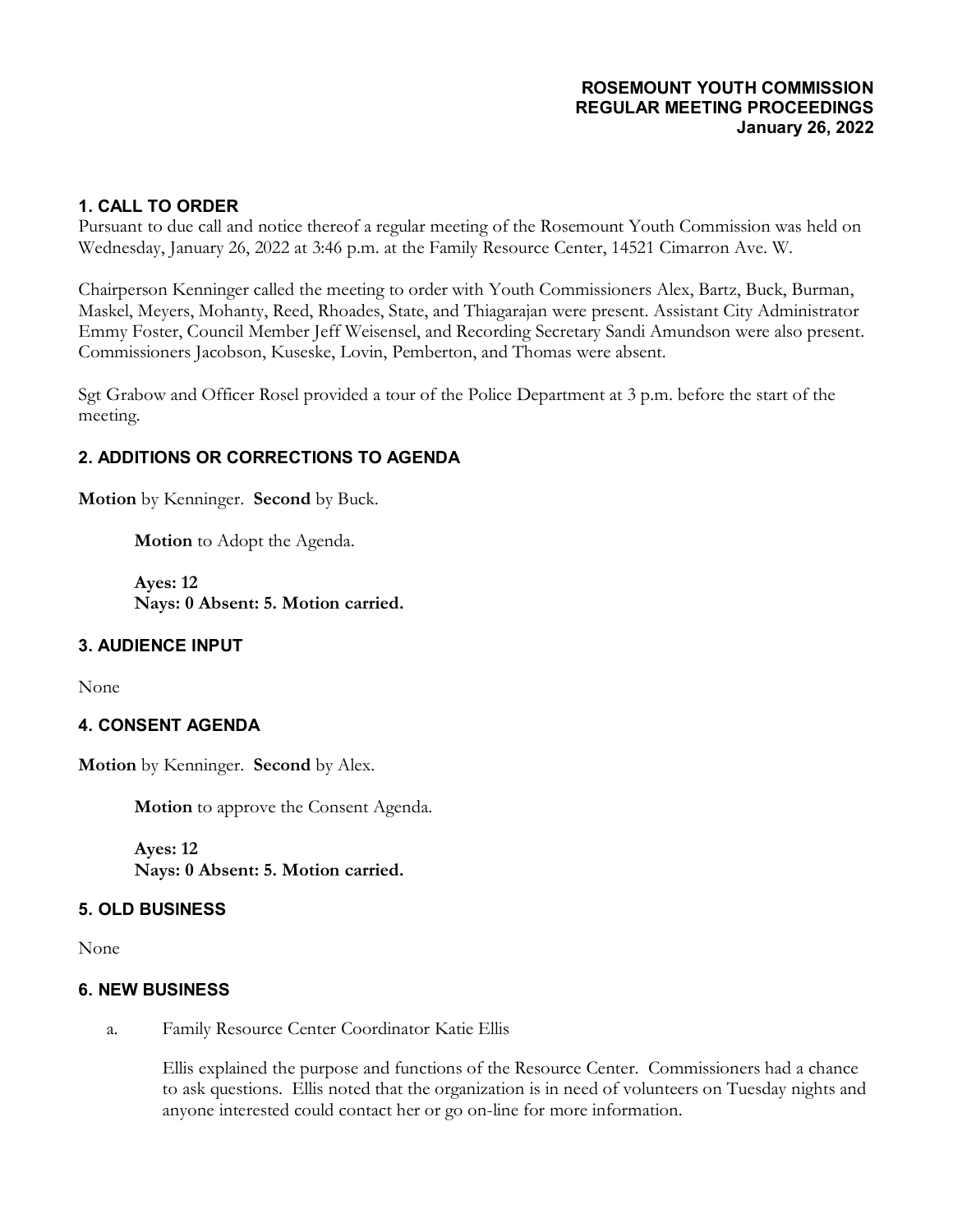**ROSEMOUNT YOUTH COMMISSION**
**REGULAR MEETING PROCEEDINGS**
**January 26, 2022**

## 1. CALL TO ORDER

Pursuant to due call and notice thereof a regular meeting of the Rosemount Youth Commission was held on Wednesday, January 26, 2022 at 3:46 p.m. at the Family Resource Center, 14521 Cimarron Ave. W.

Chairperson Kenninger called the meeting to order with Youth Commissioners Alex, Bartz, Buck, Burman, Maskel, Meyers, Mohanty, Reed, Rhoades, State, and Thiagarajan were present. Assistant City Administrator Emmy Foster, Council Member Jeff Weisensel, and Recording Secretary Sandi Amundson were also present. Commissioners Jacobson, Kuseske, Lovin, Pemberton, and Thomas were absent.

Sgt Grabow and Officer Rosel provided a tour of the Police Department at 3 p.m. before the start of the meeting.

## 2. ADDITIONS OR CORRECTIONS TO AGENDA

**Motion** by Kenninger. **Second** by Buck.

> **Motion** to Adopt the Agenda.
>
> **Ayes: 12**
> **Nays: 0 Absent: 5. Motion carried.**

## 3. AUDIENCE INPUT

None

## 4. CONSENT AGENDA

**Motion** by Kenninger. **Second** by Alex.

> **Motion** to approve the Consent Agenda.
>
> **Ayes: 12**
> **Nays: 0 Absent: 5. Motion carried.**

## 5. OLD BUSINESS

None

## 6. NEW BUSINESS

a. Family Resource Center Coordinator Katie Ellis

Ellis explained the purpose and functions of the Resource Center. Commissioners had a chance to ask questions. Ellis noted that the organization is in need of volunteers on Tuesday nights and anyone interested could contact her or go on-line for more information.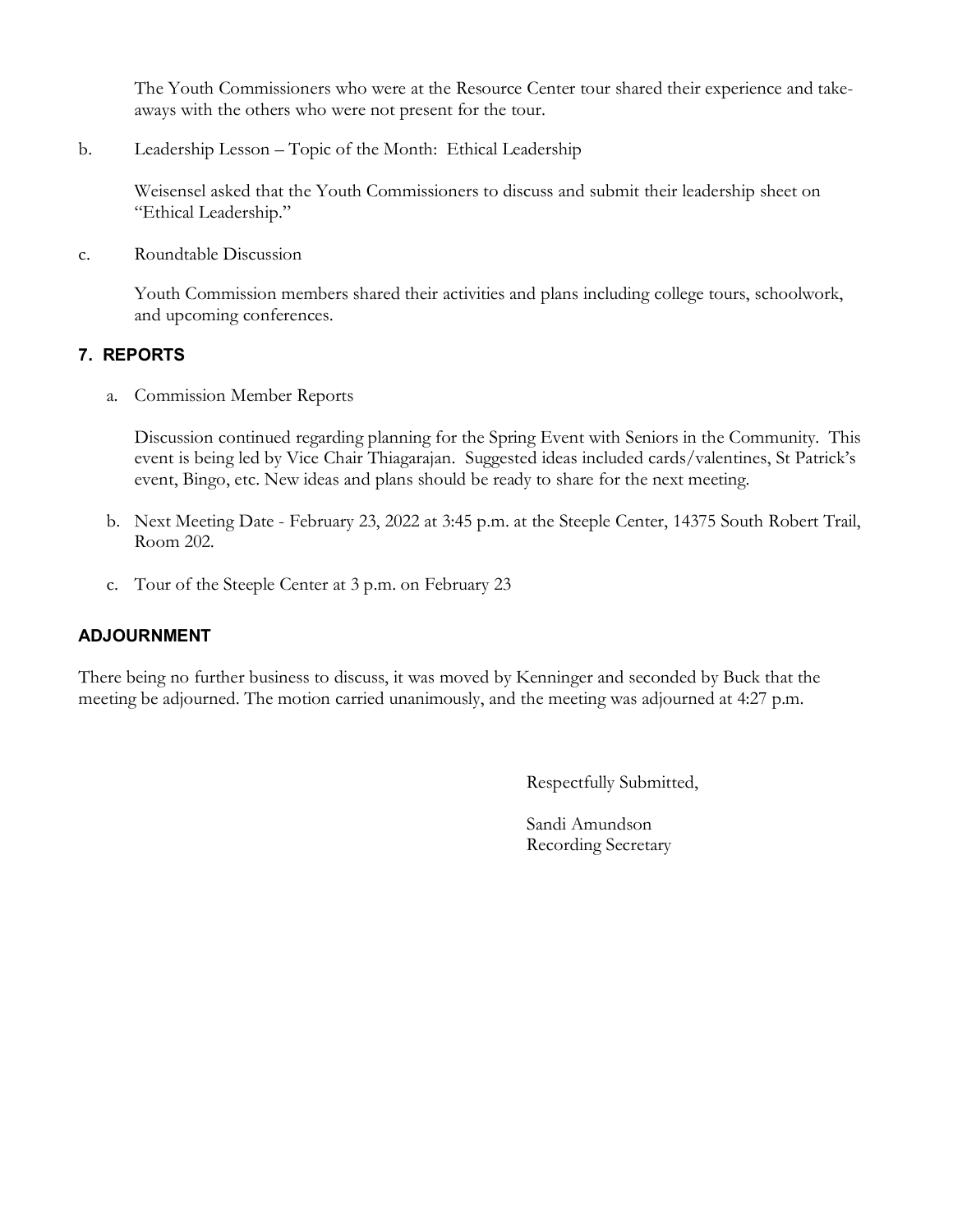The Youth Commissioners who were at the Resource Center tour shared their experience and take-aways with the others who were not present for the tour.

b. Leadership Lesson – Topic of the Month: Ethical Leadership

Weisensel asked that the Youth Commissioners to discuss and submit their leadership sheet on "Ethical Leadership."

c. Roundtable Discussion

Youth Commission members shared their activities and plans including college tours, schoolwork, and upcoming conferences.

## 7. REPORTS

a. Commission Member Reports

Discussion continued regarding planning for the Spring Event with Seniors in the Community. This event is being led by Vice Chair Thiagarajan. Suggested ideas included cards/valentines, St Patrick's event, Bingo, etc. New ideas and plans should be ready to share for the next meeting.

b. Next Meeting Date - February 23, 2022 at 3:45 p.m. at the Steeple Center, 14375 South Robert Trail, Room 202.

c. Tour of the Steeple Center at 3 p.m. on February 23

## ADJOURNMENT

There being no further business to discuss, it was moved by Kenninger and seconded by Buck that the meeting be adjourned. The motion carried unanimously, and the meeting was adjourned at 4:27 p.m.

Respectfully Submitted,

Sandi Amundson
Recording Secretary